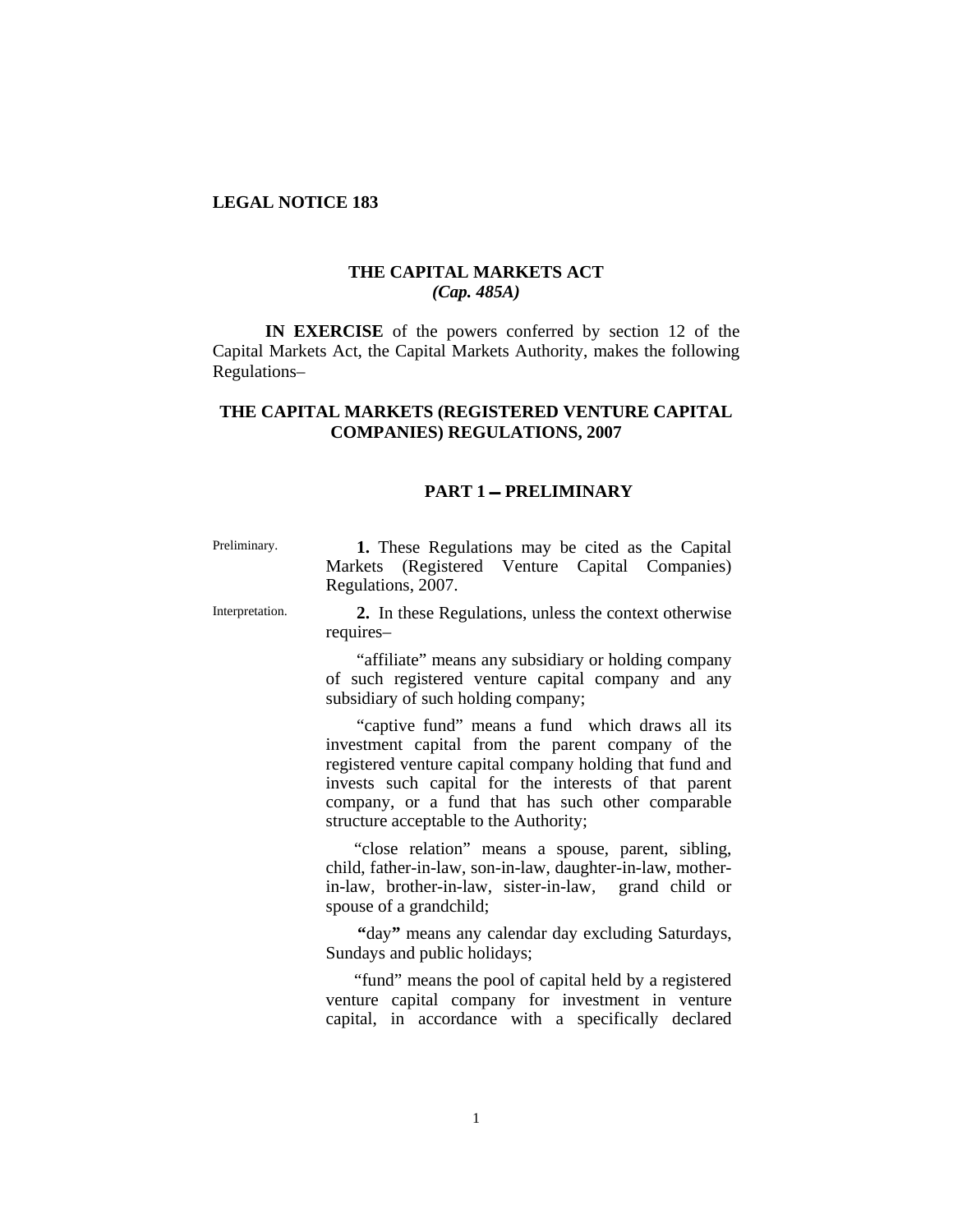**LEGAL NOTICE 183**

## THE CAPITAL MARKETS ACT
*(Cap. 485A)*

**IN EXERCISE** of the powers conferred by section 12 of the Capital Markets Act, the Capital Markets Authority, makes the following Regulations–

## THE CAPITAL MARKETS (REGISTERED VENTURE CAPITAL COMPANIES) REGULATIONS, 2007

### PART 1 – PRELIMINARY

Preliminary.

**1.** These Regulations may be cited as the Capital Markets (Registered Venture Capital Companies) Regulations, 2007.

Interpretation.

**2.** In these Regulations, unless the context otherwise requires–

"affiliate" means any subsidiary or holding company of such registered venture capital company and any subsidiary of such holding company;

"captive fund" means a fund which draws all its investment capital from the parent company of the registered venture capital company holding that fund and invests such capital for the interests of that parent company, or a fund that has such other comparable structure acceptable to the Authority;

"close relation" means a spouse, parent, sibling, child, father-in-law, son-in-law, daughter-in-law, mother-in-law, brother-in-law, sister-in-law, grand child or spouse of a grandchild;

"day" means any calendar day excluding Saturdays, Sundays and public holidays;

"fund" means the pool of capital held by a registered venture capital company for investment in venture capital, in accordance with a specifically declared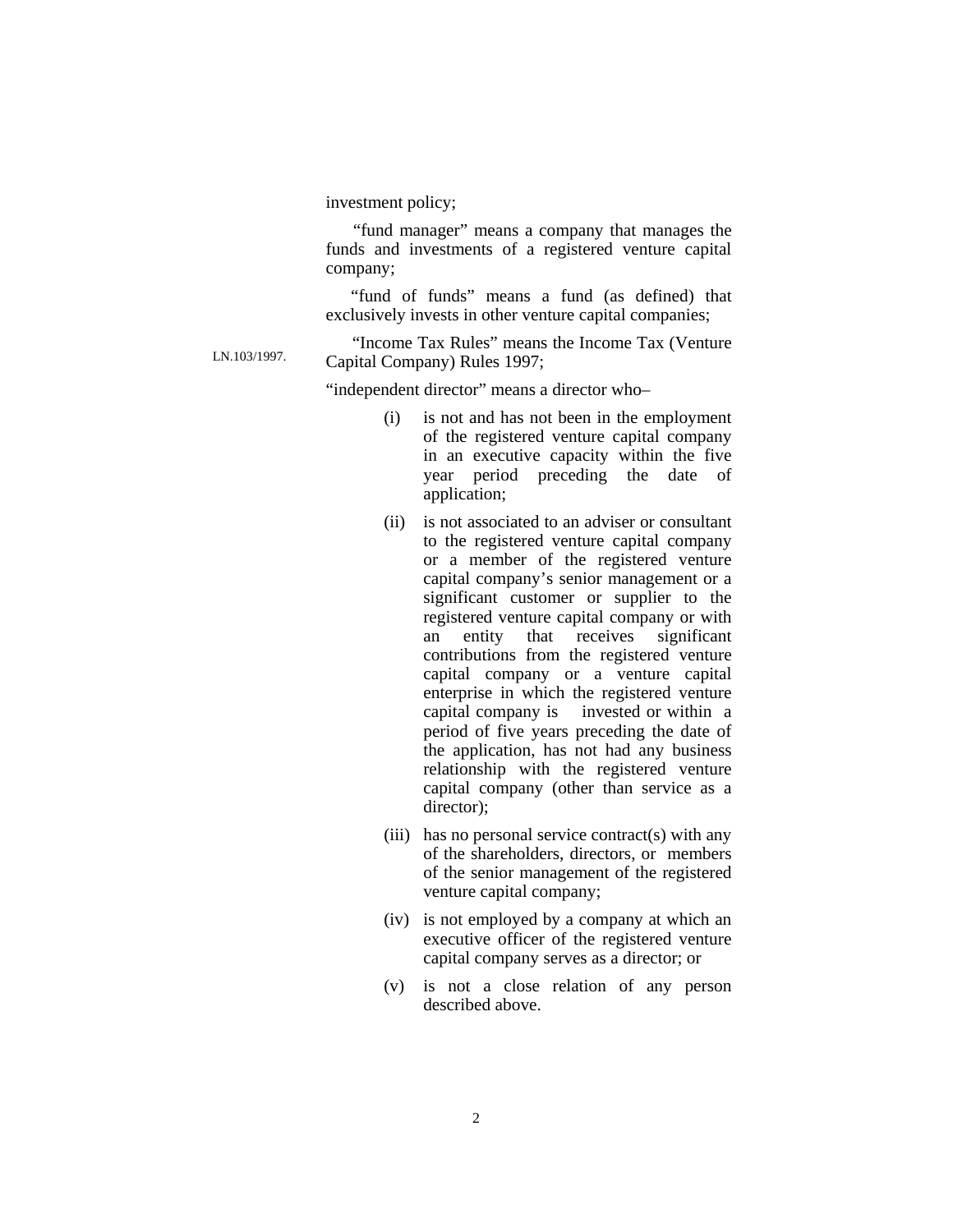investment policy;

"fund manager" means a company that manages the funds and investments of a registered venture capital company;

"fund of funds" means a fund (as defined) that exclusively invests in other venture capital companies;

LN.103/1997.

"Income Tax Rules" means the Income Tax (Venture Capital Company) Rules 1997;

"independent director" means a director who–

(i) is not and has not been in the employment of the registered venture capital company in an executive capacity within the five year period preceding the date of application;

(ii) is not associated to an adviser or consultant to the registered venture capital company or a member of the registered venture capital company's senior management or a significant customer or supplier to the registered venture capital company or with an entity that receives significant contributions from the registered venture capital company or a venture capital enterprise in which the registered venture capital company is invested or within a period of five years preceding the date of the application, has not had any business relationship with the registered venture capital company (other than service as a director);

(iii) has no personal service contract(s) with any of the shareholders, directors, or members of the senior management of the registered venture capital company;

(iv) is not employed by a company at which an executive officer of the registered venture capital company serves as a director; or

(v) is not a close relation of any person described above.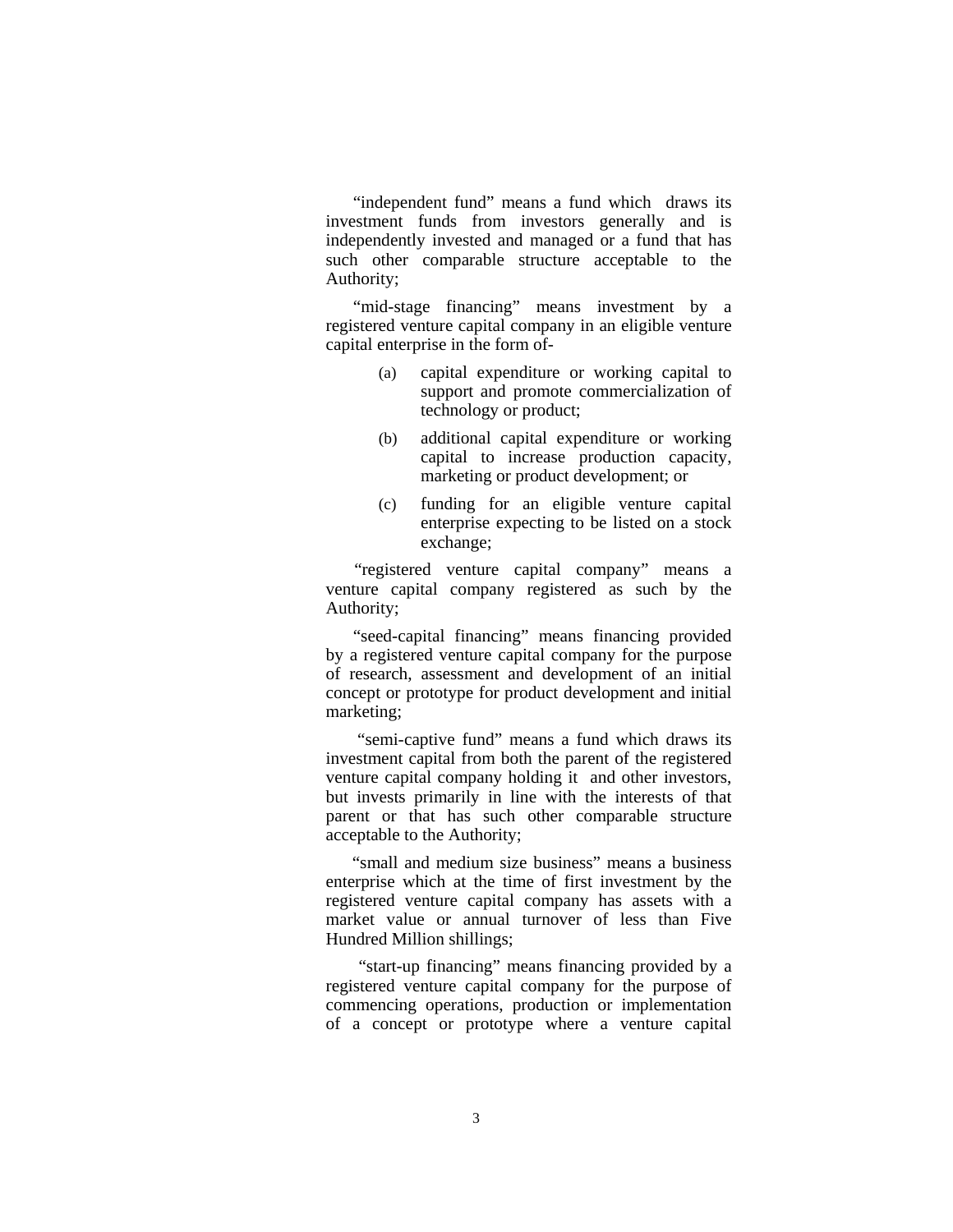"independent fund" means a fund which draws its investment funds from investors generally and is independently invested and managed or a fund that has such other comparable structure acceptable to the Authority;

"mid-stage financing" means investment by a registered venture capital company in an eligible venture capital enterprise in the form of-

(a) capital expenditure or working capital to support and promote commercialization of technology or product;

(b) additional capital expenditure or working capital to increase production capacity, marketing or product development; or

(c) funding for an eligible venture capital enterprise expecting to be listed on a stock exchange;

"registered venture capital company" means a venture capital company registered as such by the Authority;

"seed-capital financing" means financing provided by a registered venture capital company for the purpose of research, assessment and development of an initial concept or prototype for product development and initial marketing;

"semi-captive fund" means a fund which draws its investment capital from both the parent of the registered venture capital company holding it and other investors, but invests primarily in line with the interests of that parent or that has such other comparable structure acceptable to the Authority;

"small and medium size business" means a business enterprise which at the time of first investment by the registered venture capital company has assets with a market value or annual turnover of less than Five Hundred Million shillings;

"start-up financing" means financing provided by a registered venture capital company for the purpose of commencing operations, production or implementation of a concept or prototype where a venture capital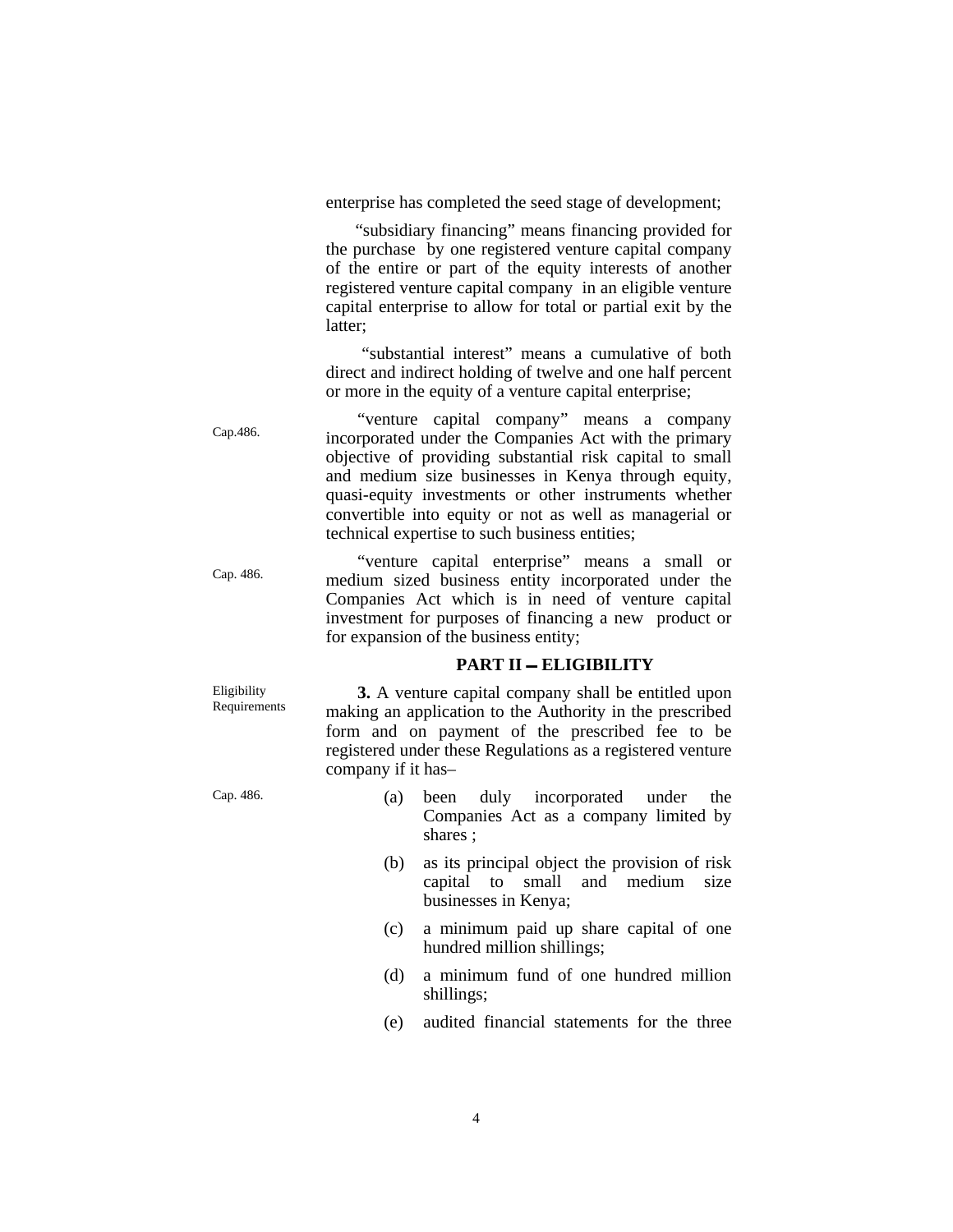enterprise has completed the seed stage of development;

"subsidiary financing" means financing provided for the purchase by one registered venture capital company of the entire or part of the equity interests of another registered venture capital company in an eligible venture capital enterprise to allow for total or partial exit by the latter;

"substantial interest" means a cumulative of both direct and indirect holding of twelve and one half percent or more in the equity of a venture capital enterprise;

Cap.486.

"venture capital company" means a company incorporated under the Companies Act with the primary objective of providing substantial risk capital to small and medium size businesses in Kenya through equity, quasi-equity investments or other instruments whether convertible into equity or not as well as managerial or technical expertise to such business entities;

Cap. 486.

"venture capital enterprise" means a small or medium sized business entity incorporated under the Companies Act which is in need of venture capital investment for purposes of financing a new product or for expansion of the business entity;

## PART II – ELIGIBILITY

Eligibility Requirements

**3.** A venture capital company shall be entitled upon making an application to the Authority in the prescribed form and on payment of the prescribed fee to be registered under these Regulations as a registered venture company if it has–

Cap. 486.

(a) been duly incorporated under the Companies Act as a company limited by shares ;

(b) as its principal object the provision of risk capital to small and medium size businesses in Kenya;

(c) a minimum paid up share capital of one hundred million shillings;

(d) a minimum fund of one hundred million shillings;

(e) audited financial statements for the three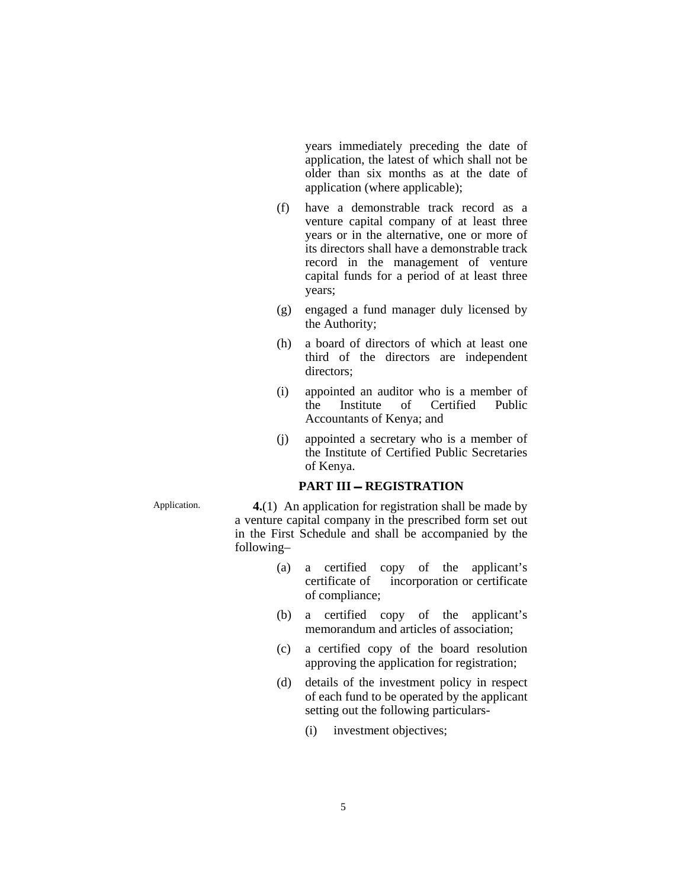years immediately preceding the date of application, the latest of which shall not be older than six months as at the date of application (where applicable);

(f) have a demonstrable track record as a venture capital company of at least three years or in the alternative, one or more of its directors shall have a demonstrable track record in the management of venture capital funds for a period of at least three years;

(g) engaged a fund manager duly licensed by the Authority;

(h) a board of directors of which at least one third of the directors are independent directors;

(i) appointed an auditor who is a member of the Institute of Certified Public Accountants of Kenya; and

(j) appointed a secretary who is a member of the Institute of Certified Public Secretaries of Kenya.

## PART III – REGISTRATION

Application.

**4.**(1) An application for registration shall be made by a venture capital company in the prescribed form set out in the First Schedule and shall be accompanied by the following–

(a) a certified copy of the applicant's certificate of incorporation or certificate of compliance;

(b) a certified copy of the applicant's memorandum and articles of association;

(c) a certified copy of the board resolution approving the application for registration;

(d) details of the investment policy in respect of each fund to be operated by the applicant setting out the following particulars-

(i) investment objectives;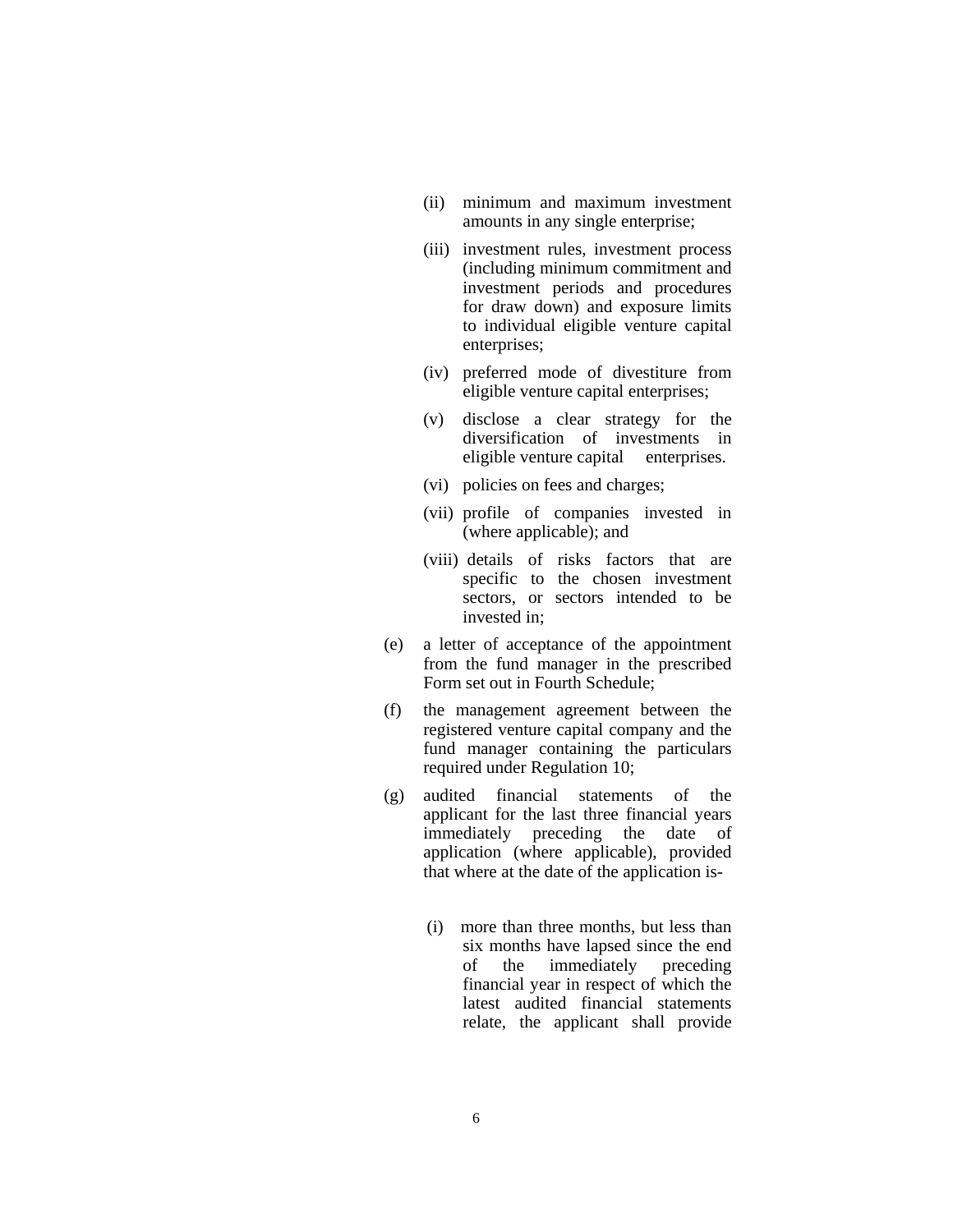- (ii) minimum and maximum investment amounts in any single enterprise;
- (iii) investment rules, investment process (including minimum commitment and investment periods and procedures for draw down) and exposure limits to individual eligible venture capital enterprises;
- (iv) preferred mode of divestiture from eligible venture capital enterprises;
- (v) disclose a clear strategy for the diversification of investments in eligible venture capital enterprises.
- (vi) policies on fees and charges;
- (vii) profile of companies invested in (where applicable); and
- (viii) details of risks factors that are specific to the chosen investment sectors, or sectors intended to be invested in;

(e) a letter of acceptance of the appointment from the fund manager in the prescribed Form set out in Fourth Schedule;

(f) the management agreement between the registered venture capital company and the fund manager containing the particulars required under Regulation 10;

(g) audited financial statements of the applicant for the last three financial years immediately preceding the date of application (where applicable), provided that where at the date of the application is-

- (i) more than three months, but less than six months have lapsed since the end of the immediately preceding financial year in respect of which the latest audited financial statements relate, the applicant shall provide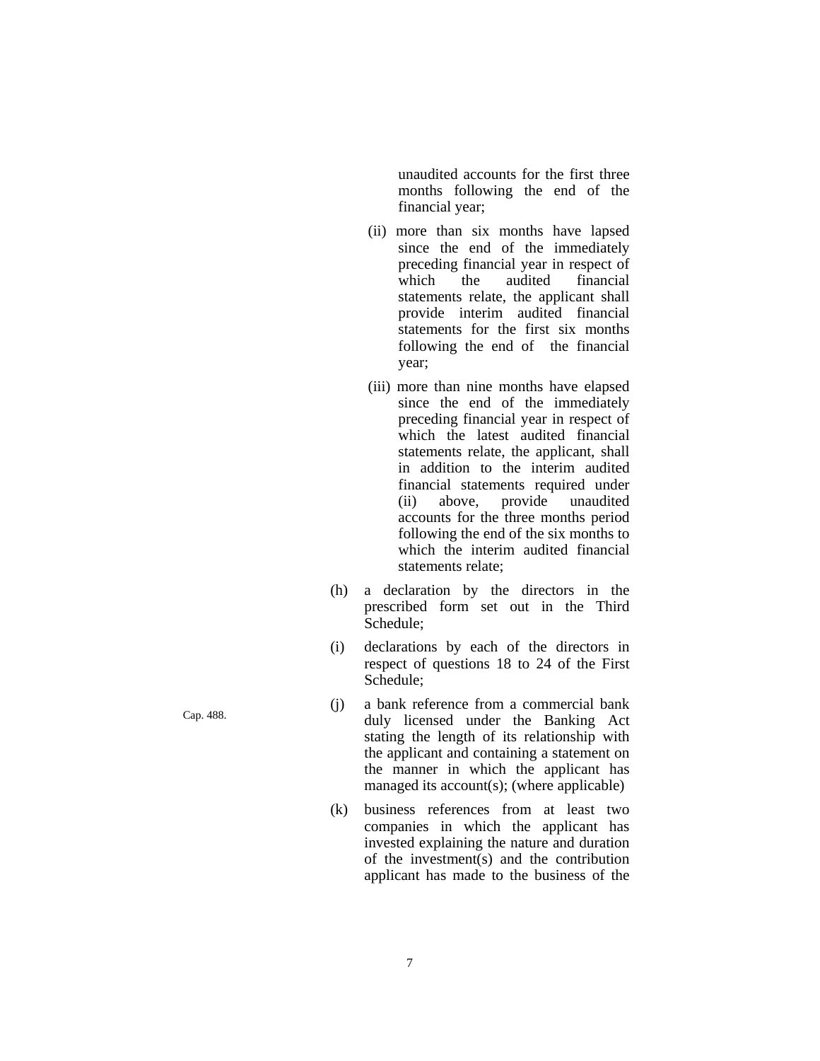unaudited accounts for the first three months following the end of the financial year;

(ii) more than six months have lapsed since the end of the immediately preceding financial year in respect of which the audited financial statements relate, the applicant shall provide interim audited financial statements for the first six months following the end of the financial year;

(iii) more than nine months have elapsed since the end of the immediately preceding financial year in respect of which the latest audited financial statements relate, the applicant, shall in addition to the interim audited financial statements required under (ii) above, provide unaudited accounts for the three months period following the end of the six months to which the interim audited financial statements relate;

(h) a declaration by the directors in the prescribed form set out in the Third Schedule;

(i) declarations by each of the directors in respect of questions 18 to 24 of the First Schedule;

Cap. 488.

(j) a bank reference from a commercial bank duly licensed under the Banking Act stating the length of its relationship with the applicant and containing a statement on the manner in which the applicant has managed its account(s); (where applicable)

(k) business references from at least two companies in which the applicant has invested explaining the nature and duration of the investment(s) and the contribution applicant has made to the business of the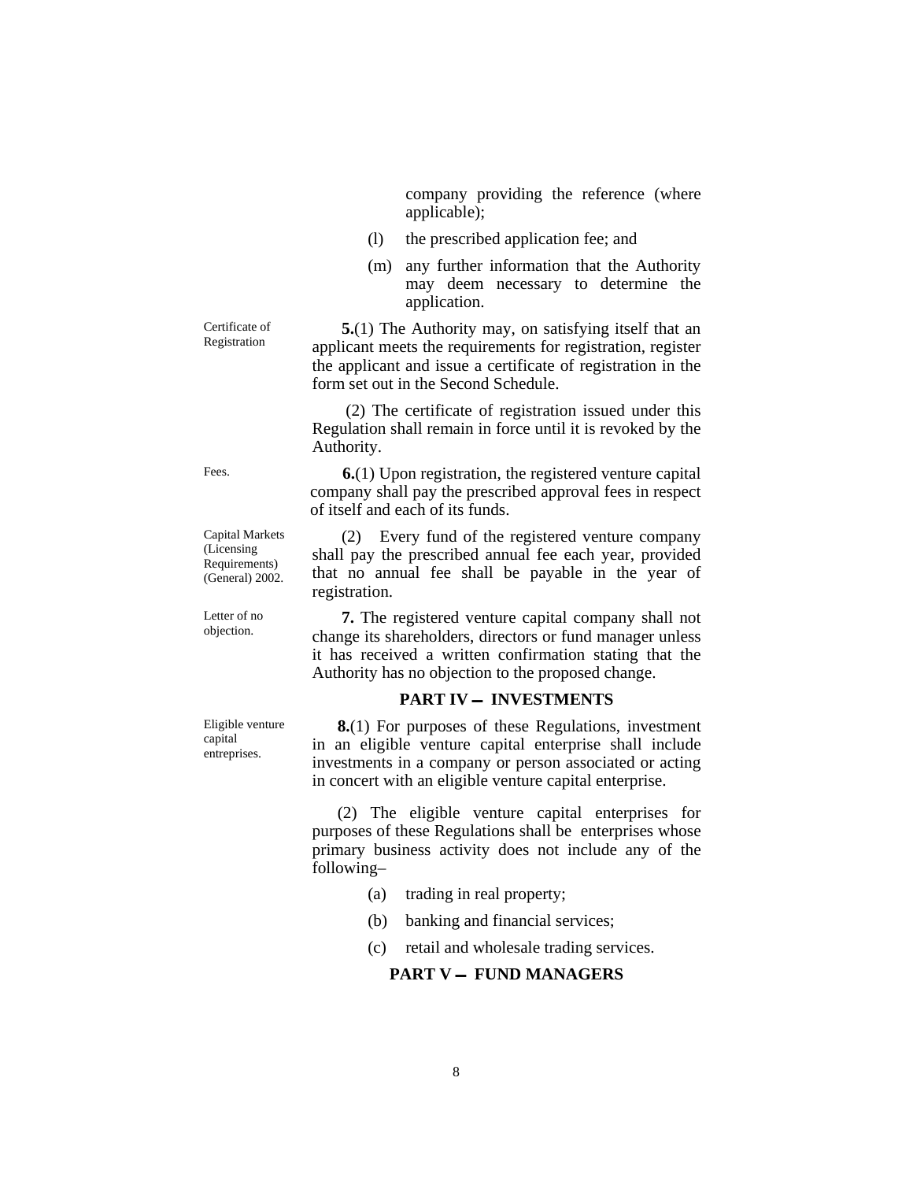company providing the reference (where applicable);

(l) the prescribed application fee; and

(m) any further information that the Authority may deem necessary to determine the application.

Certificate of Registration

**5.**(1) The Authority may, on satisfying itself that an applicant meets the requirements for registration, register the applicant and issue a certificate of registration in the form set out in the Second Schedule.

(2) The certificate of registration issued under this Regulation shall remain in force until it is revoked by the Authority.

Fees.

**6.**(1) Upon registration, the registered venture capital company shall pay the prescribed approval fees in respect of itself and each of its funds.

Capital Markets (Licensing Requirements) (General) 2002.

(2) Every fund of the registered venture company shall pay the prescribed annual fee each year, provided that no annual fee shall be payable in the year of registration.

Letter of no objection.

**7.** The registered venture capital company shall not change its shareholders, directors or fund manager unless it has received a written confirmation stating that the Authority has no objection to the proposed change.

## PART IV — INVESTMENTS

Eligible venture capital entreprises.

**8.**(1) For purposes of these Regulations, investment in an eligible venture capital enterprise shall include investments in a company or person associated or acting in concert with an eligible venture capital enterprise.

(2) The eligible venture capital enterprises for purposes of these Regulations shall be enterprises whose primary business activity does not include any of the following–

(a) trading in real property;

(b) banking and financial services;

(c) retail and wholesale trading services.

## PART V — FUND MANAGERS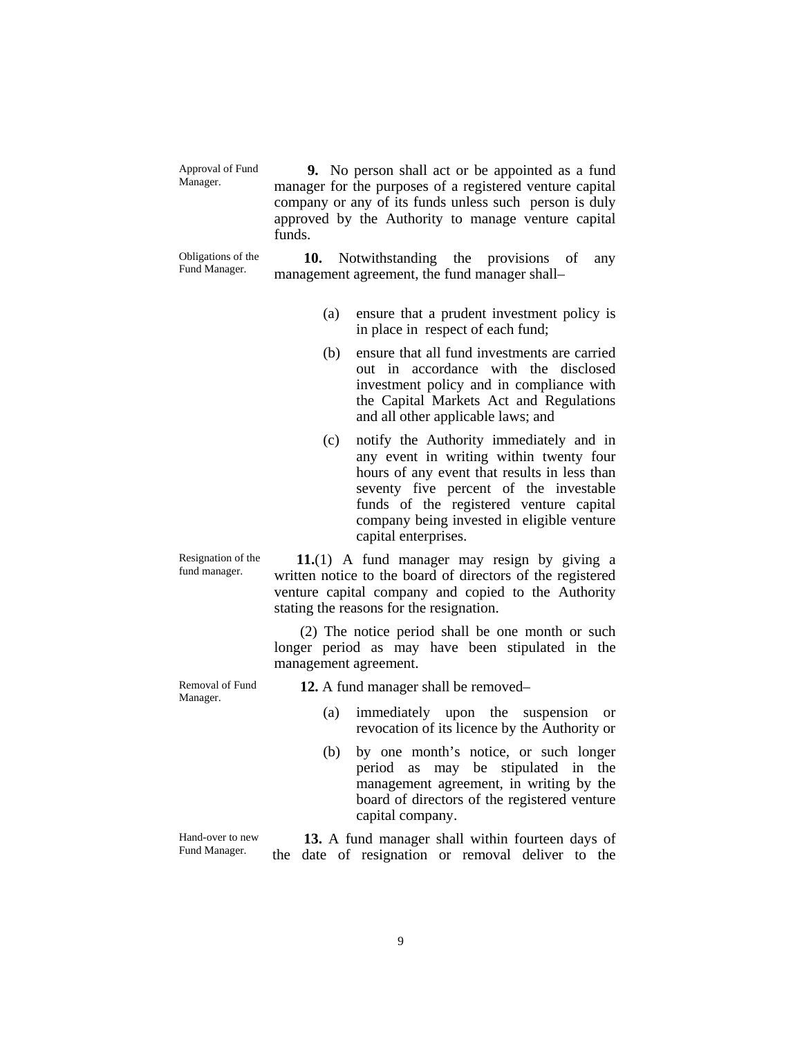Approval of Fund Manager.

**9.** No person shall act or be appointed as a fund manager for the purposes of a registered venture capital company or any of its funds unless such person is duly approved by the Authority to manage venture capital funds.

Obligations of the Fund Manager.

**10.** Notwithstanding the provisions of any management agreement, the fund manager shall–

(a) ensure that a prudent investment policy is in place in respect of each fund;

(b) ensure that all fund investments are carried out in accordance with the disclosed investment policy and in compliance with the Capital Markets Act and Regulations and all other applicable laws; and

(c) notify the Authority immediately and in any event in writing within twenty four hours of any event that results in less than seventy five percent of the investable funds of the registered venture capital company being invested in eligible venture capital enterprises.

Resignation of the fund manager.

**11.**(1) A fund manager may resign by giving a written notice to the board of directors of the registered venture capital company and copied to the Authority stating the reasons for the resignation.

(2) The notice period shall be one month or such longer period as may have been stipulated in the management agreement.

Removal of Fund Manager.

**12.** A fund manager shall be removed–

(a) immediately upon the suspension or revocation of its licence by the Authority or

(b) by one month's notice, or such longer period as may be stipulated in the management agreement, in writing by the board of directors of the registered venture capital company.

Hand-over to new Fund Manager.

**13.** A fund manager shall within fourteen days of the date of resignation or removal deliver to the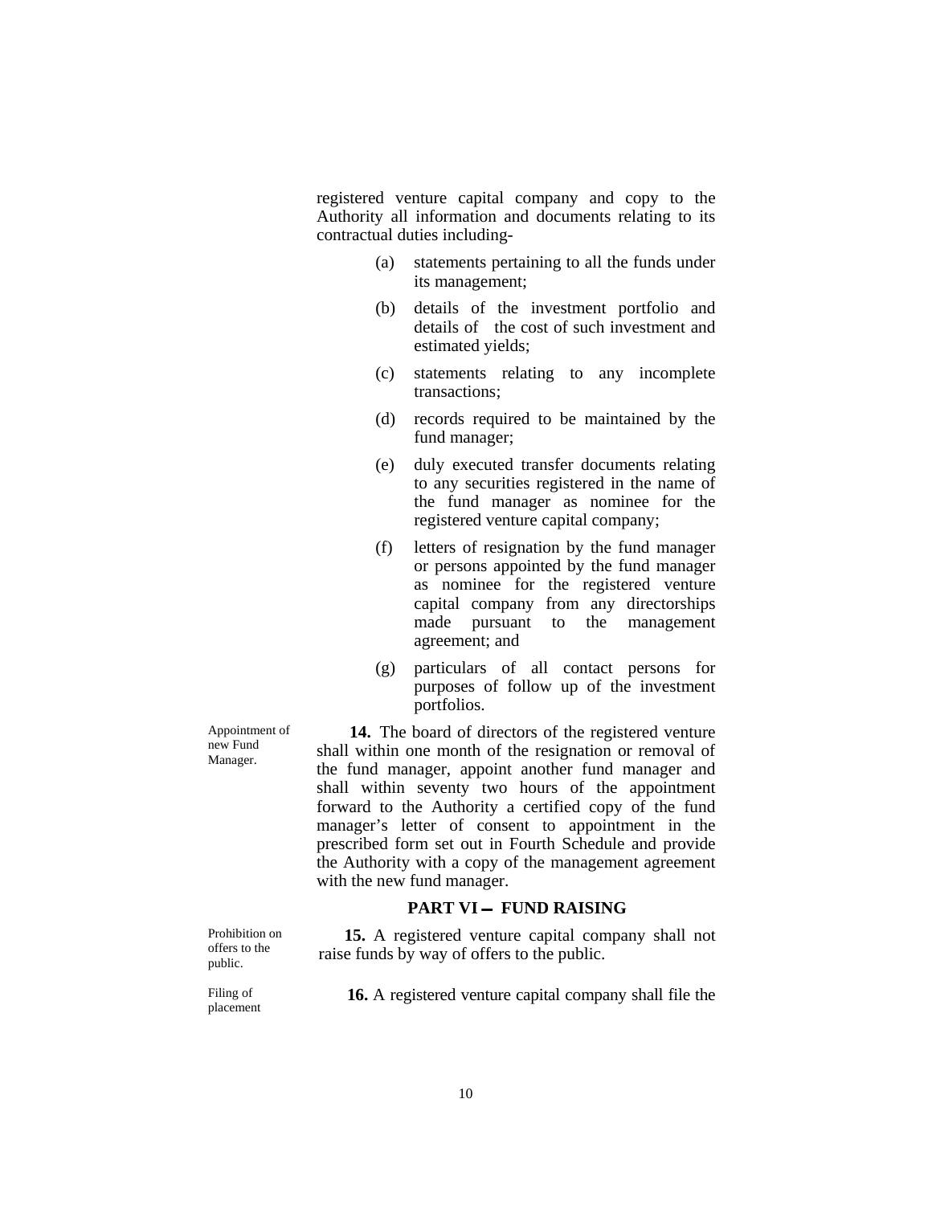registered venture capital company and copy to the Authority all information and documents relating to its contractual duties including-

(a) statements pertaining to all the funds under its management;

(b) details of the investment portfolio and details of the cost of such investment and estimated yields;

(c) statements relating to any incomplete transactions;

(d) records required to be maintained by the fund manager;

(e) duly executed transfer documents relating to any securities registered in the name of the fund manager as nominee for the registered venture capital company;

(f) letters of resignation by the fund manager or persons appointed by the fund manager as nominee for the registered venture capital company from any directorships made pursuant to the management agreement; and

(g) particulars of all contact persons for purposes of follow up of the investment portfolios.

Appointment of new Fund Manager.

**14.** The board of directors of the registered venture shall within one month of the resignation or removal of the fund manager, appoint another fund manager and shall within seventy two hours of the appointment forward to the Authority a certified copy of the fund manager's letter of consent to appointment in the prescribed form set out in Fourth Schedule and provide the Authority with a copy of the management agreement with the new fund manager.

## PART VI – FUND RAISING

Prohibition on offers to the public.

**15.** A registered venture capital company shall not raise funds by way of offers to the public.

Filing of placement

**16.** A registered venture capital company shall file the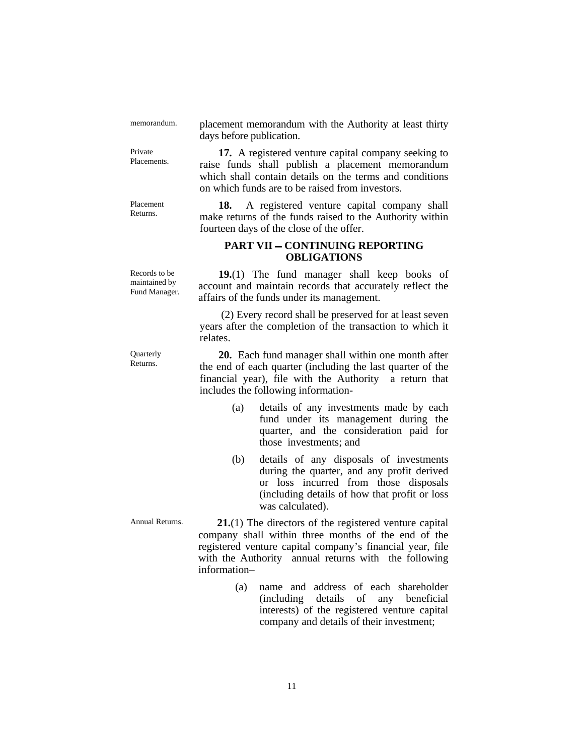placement memorandum with the Authority at least thirty days before publication.

**17.** A registered venture capital company seeking to raise funds shall publish a placement memorandum which shall contain details on the terms and conditions on which funds are to be raised from investors.

**18.** A registered venture capital company shall make returns of the funds raised to the Authority within fourteen days of the close of the offer.

## PART VII – CONTINUING REPORTING OBLIGATIONS

**19.**(1) The fund manager shall keep books of account and maintain records that accurately reflect the affairs of the funds under its management.

(2) Every record shall be preserved for at least seven years after the completion of the transaction to which it relates.

**20.** Each fund manager shall within one month after the end of each quarter (including the last quarter of the financial year), file with the Authority a return that includes the following information-

(a) details of any investments made by each fund under its management during the quarter, and the consideration paid for those investments; and

(b) details of any disposals of investments during the quarter, and any profit derived or loss incurred from those disposals (including details of how that profit or loss was calculated).

**21.**(1) The directors of the registered venture capital company shall within three months of the end of the registered venture capital company's financial year, file with the Authority annual returns with the following information–

(a) name and address of each shareholder (including details of any beneficial interests) of the registered venture capital company and details of their investment;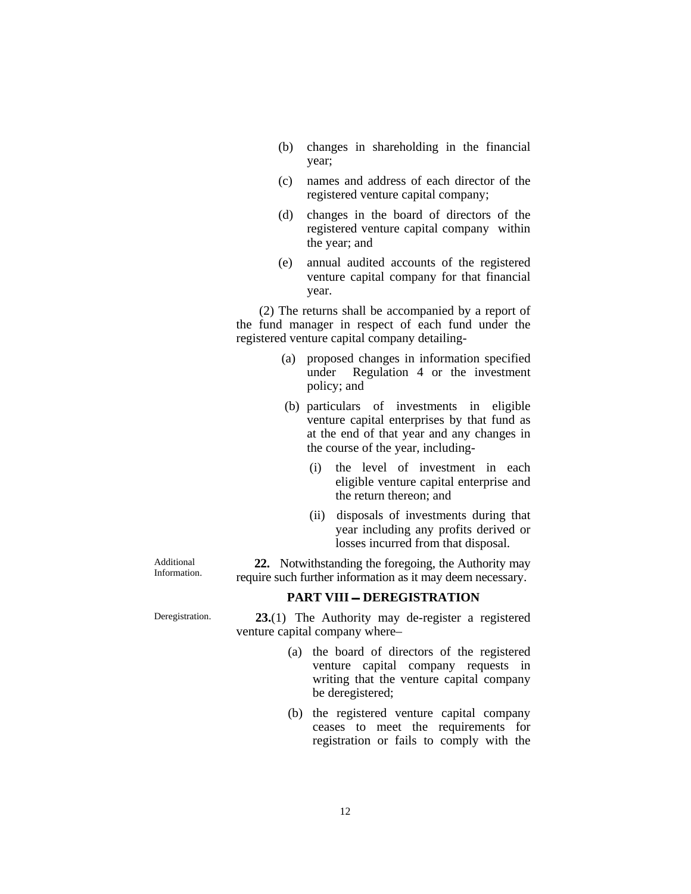(b) changes in shareholding in the financial year;

(c) names and address of each director of the registered venture capital company;

(d) changes in the board of directors of the registered venture capital company within the year; and

(e) annual audited accounts of the registered venture capital company for that financial year.

(2) The returns shall be accompanied by a report of the fund manager in respect of each fund under the registered venture capital company detailing-

(a) proposed changes in information specified under Regulation 4 or the investment policy; and

(b) particulars of investments in eligible venture capital enterprises by that fund as at the end of that year and any changes in the course of the year, including-

(i) the level of investment in each eligible venture capital enterprise and the return thereon; and

(ii) disposals of investments during that year including any profits derived or losses incurred from that disposal.

Additional Information.

**22.** Notwithstanding the foregoing, the Authority may require such further information as it may deem necessary.

## PART VIII – DEREGISTRATION

Deregistration.

**23.**(1) The Authority may de-register a registered venture capital company where–

(a) the board of directors of the registered venture capital company requests in writing that the venture capital company be deregistered;

(b) the registered venture capital company ceases to meet the requirements for registration or fails to comply with the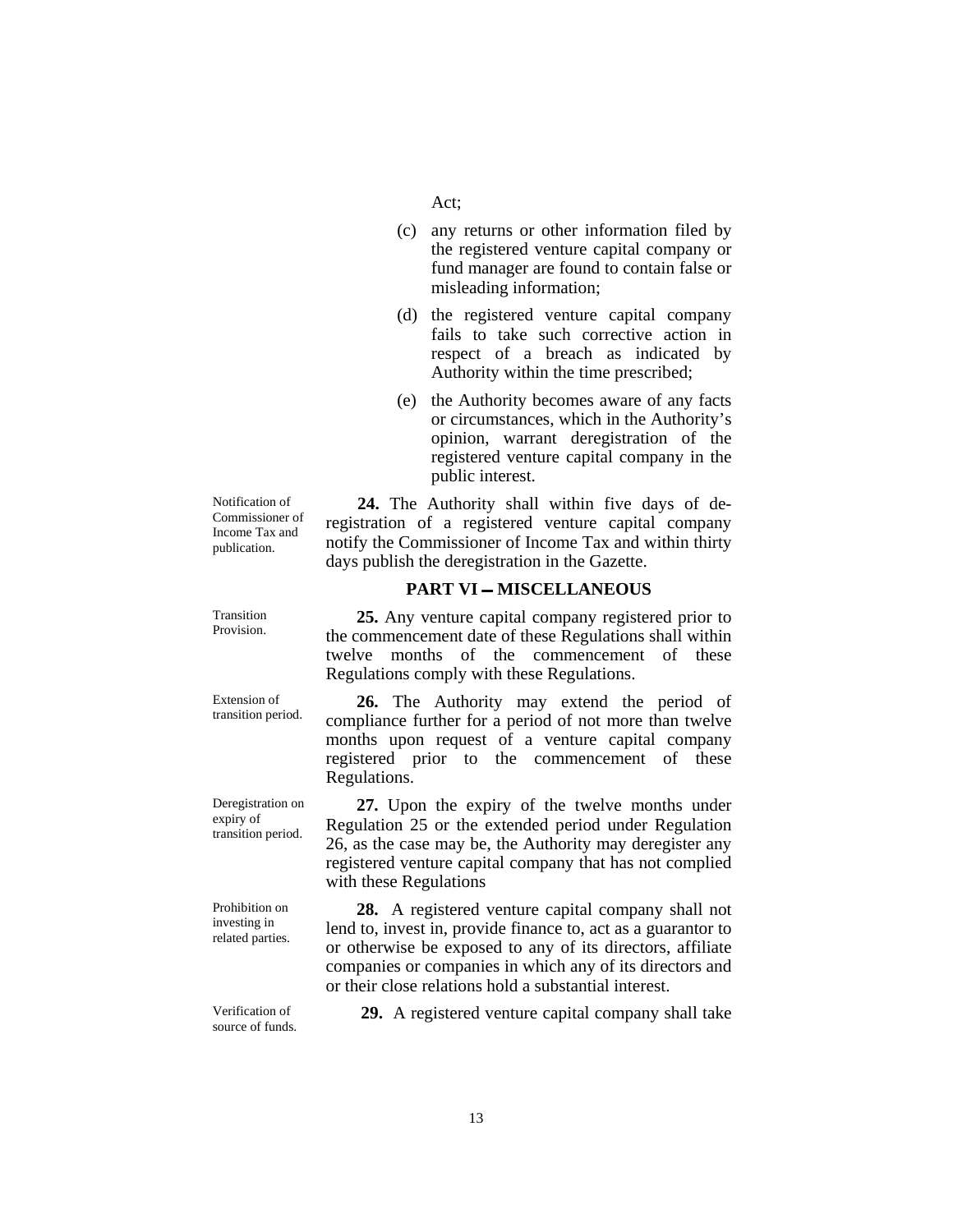Act;

(c) any returns or other information filed by the registered venture capital company or fund manager are found to contain false or misleading information;

(d) the registered venture capital company fails to take such corrective action in respect of a breach as indicated by Authority within the time prescribed;

(e) the Authority becomes aware of any facts or circumstances, which in the Authority's opinion, warrant deregistration of the registered venture capital company in the public interest.

Notification of Commissioner of Income Tax and publication.

**24.** The Authority shall within five days of de-registration of a registered venture capital company notify the Commissioner of Income Tax and within thirty days publish the deregistration in the Gazette.

## PART VI — MISCELLANEOUS

Transition Provision.

**25.** Any venture capital company registered prior to the commencement date of these Regulations shall within twelve months of the commencement of these Regulations comply with these Regulations.

Extension of transition period.

**26.** The Authority may extend the period of compliance further for a period of not more than twelve months upon request of a venture capital company registered prior to the commencement of these Regulations.

Deregistration on expiry of transition period.

**27.** Upon the expiry of the twelve months under Regulation 25 or the extended period under Regulation 26, as the case may be, the Authority may deregister any registered venture capital company that has not complied with these Regulations

Prohibition on investing in related parties.

**28.** A registered venture capital company shall not lend to, invest in, provide finance to, act as a guarantor to or otherwise be exposed to any of its directors, affiliate companies or companies in which any of its directors and or their close relations hold a substantial interest.

Verification of source of funds.

**29.** A registered venture capital company shall take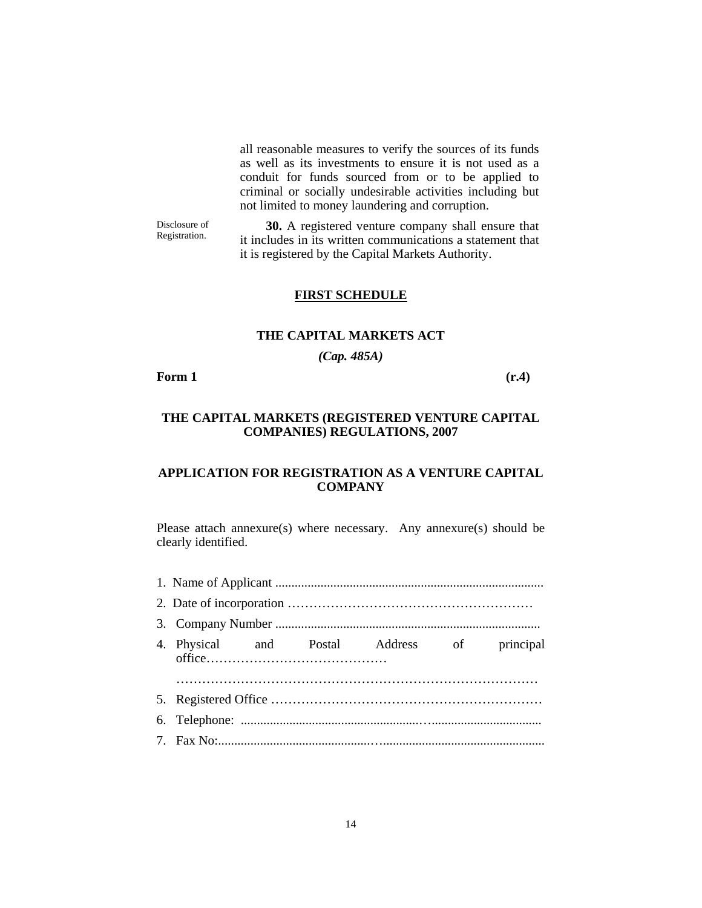all reasonable measures to verify the sources of its funds as well as its investments to ensure it is not used as a conduit for funds sourced from or to be applied to criminal or socially undesirable activities including but not limited to money laundering and corruption.

Disclosure of Registration.

**30.** A registered venture company shall ensure that it includes in its written communications a statement that it is registered by the Capital Markets Authority.

## FIRST SCHEDULE

### THE CAPITAL MARKETS ACT

***(Cap. 485A)***

**Form 1** **(r.4)**

### THE CAPITAL MARKETS (REGISTERED VENTURE CAPITAL COMPANIES) REGULATIONS, 2007

### APPLICATION FOR REGISTRATION AS A VENTURE CAPITAL COMPANY

Please attach annexure(s) where necessary. Any annexure(s) should be clearly identified.

1. Name of Applicant ...................................................................................
2. Date of incorporation …………………………………………………
3. Company Number ..................................................................................
4. Physical and Postal Address of principal office……………………………………
   …………………………………………………………………………
5. Registered Office ………………………………………………………
6. Telephone: ...........................................................…..................................
7. Fax No:................................................…..................................................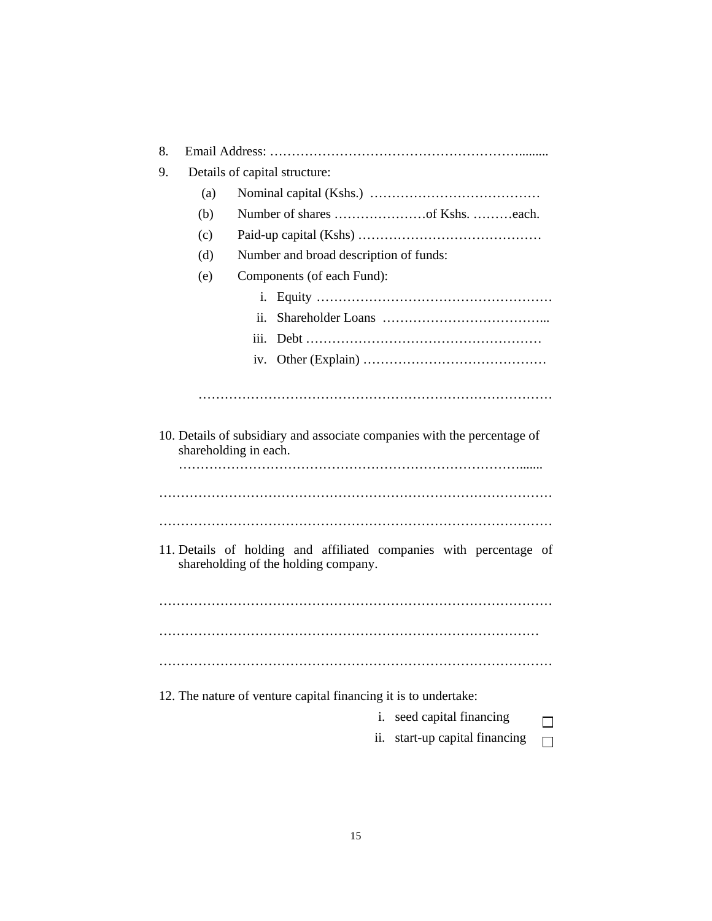8. Email Address: ………………………………………………….........

9. Details of capital structure:

   (a) Nominal capital (Kshs.) …………………………………

   (b) Number of shares …………………of Kshs. ………each.

   (c) Paid-up capital (Kshs) ……………………………………

   (d) Number and broad description of funds:

   (e) Components (of each Fund):

      i. Equity ………………………………………………

      ii. Shareholder Loans ………………………………...

      iii. Debt ………………………………………………

      iv. Other (Explain) ……………………………………

   ………………………………………………………………………

10. Details of subsidiary and associate companies with the percentage of shareholding in each.
    ……………………………………………………………………......

……………………………………………………………………………

……………………………………………………………………………

11. Details of holding and affiliated companies with percentage of shareholding of the holding company.

……………………………………………………………………………

…………………………………………………………………………

……………………………………………………………………………

12. The nature of venture capital financing it is to undertake:

    i. seed capital financing ☐

    ii. start-up capital financing ☐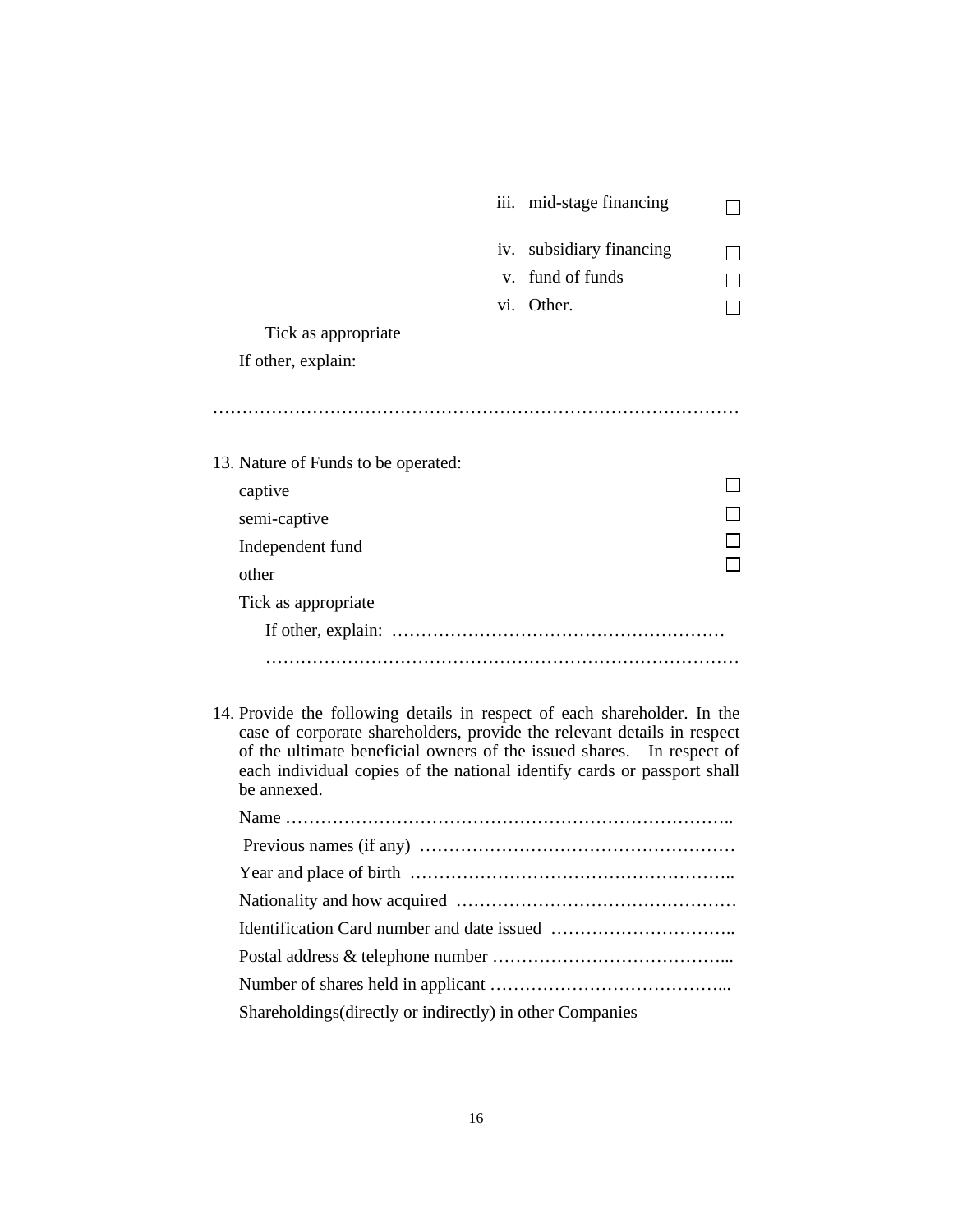iii. mid-stage financing ☐

iv. subsidiary financing ☐

v. fund of funds ☐

vi. Other. ☐

Tick as appropriate

If other, explain:

………………………………………………………………………………

13. Nature of Funds to be operated:

captive ☐

semi-captive ☐

Independent fund ☐

other ☐

Tick as appropriate

If other, explain: …………………………………………………

………………………………………………………………………

14. Provide the following details in respect of each shareholder. In the case of corporate shareholders, provide the relevant details in respect of the ultimate beneficial owners of the issued shares. In respect of each individual copies of the national identify cards or passport shall be annexed.

Name …………………………………………………………………..

Previous names (if any) ………………………………………………

Year and place of birth ………………………………………………..

Nationality and how acquired …………………………………………

Identification Card number and date issued …………………………..

Postal address & telephone number …………………………………...

Number of shares held in applicant …………………………………...

Shareholdings(directly or indirectly) in other Companies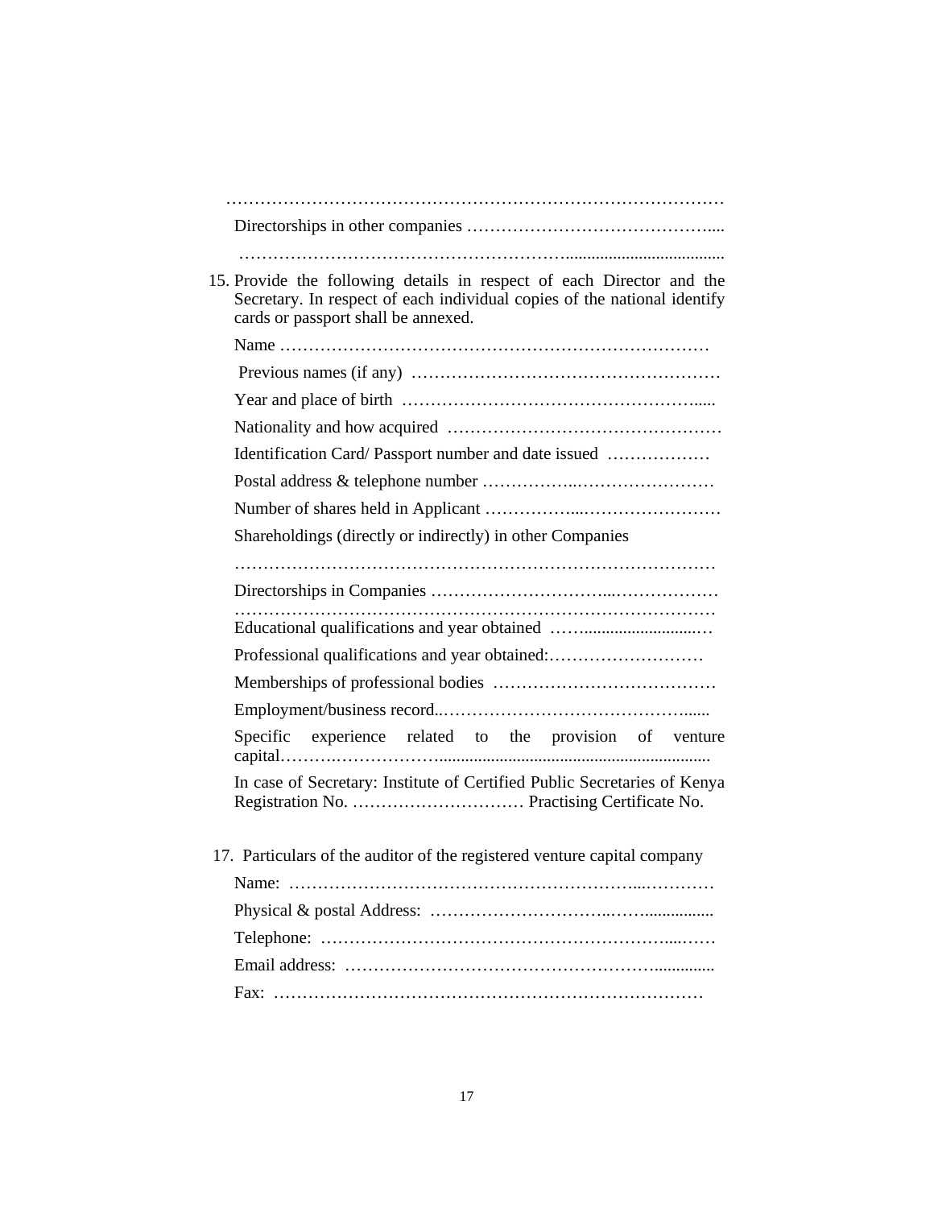…………………………………………………………………………………

Directorships in other companies ……………………………………....

…………………………………………………......................................

15. Provide the following details in respect of each Director and the Secretary. In respect of each individual copies of the national identify cards or passport shall be annexed.

    Name …………………………………………………………………

    Previous names (if any) ………………………………………………

    Year and place of birth ……………………………………………......

    Nationality and how acquired …………………………………………

    Identification Card/ Passport number and date issued ………………

    Postal address & telephone number ……………..……………………

    Number of shares held in Applicant ……………...……………………

    Shareholdings (directly or indirectly) in other Companies

    ……………………………………………………………………………

    Directorships in Companies …………………………...………………

    ……………………………………………………………………………

    Educational qualifications and year obtained ……...........................…

    Professional qualifications and year obtained:………………………

    Memberships of professional bodies …………………………………

    Employment/business record..……………………………………......

    Specific experience related to the provision of venture capital……….……………….............................................................

    In case of Secretary: Institute of Certified Public Secretaries of Kenya Registration No. ………………………… Practising Certificate No.

17. Particulars of the auditor of the registered venture capital company

    Name: …………………………………………………...…………

    Physical & postal Address: …………………………..……...............

    Telephone: …………………………………………………...……

    Email address: ……………………………………………..............

    Fax: …………………………………………………………………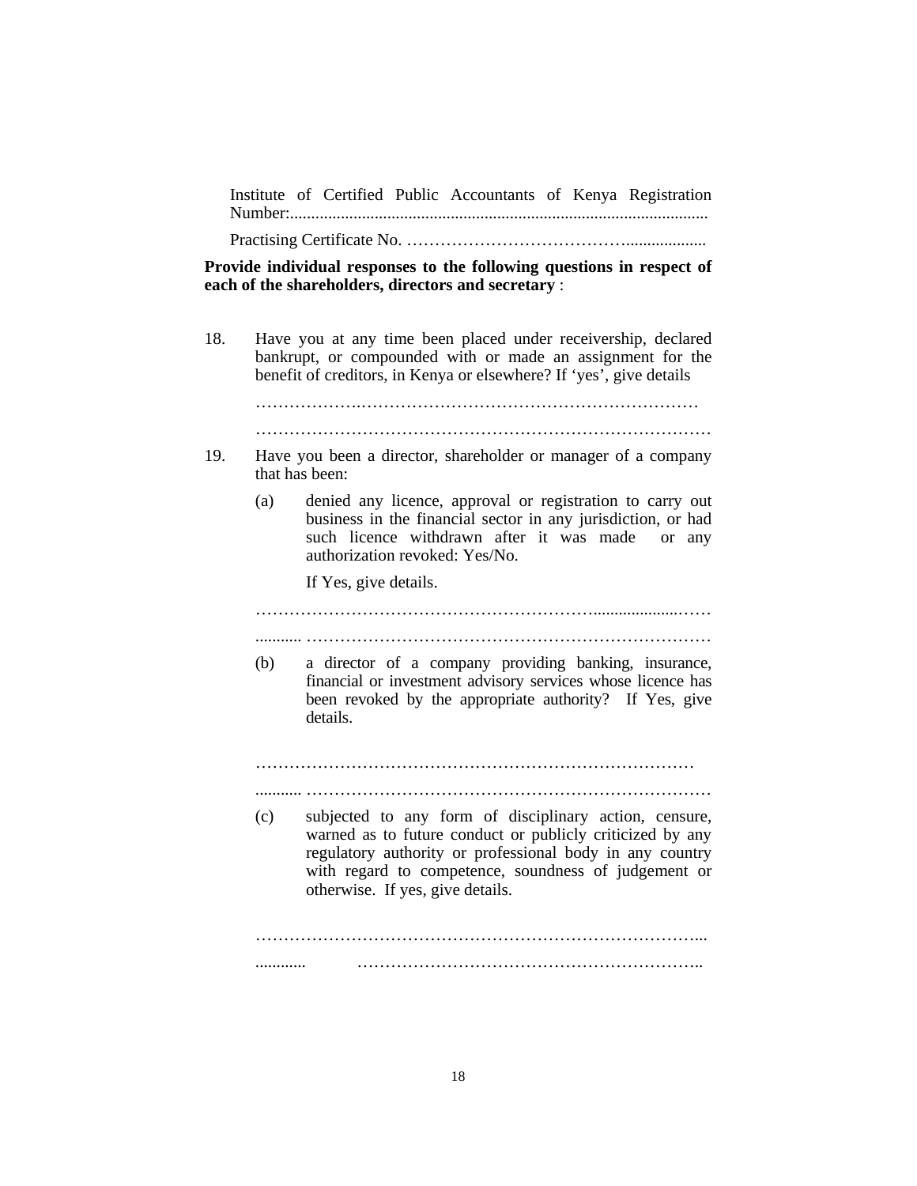Institute of Certified Public Accountants of Kenya Registration Number:..................................................................................................

Practising Certificate No. ………………………………..................

**Provide individual responses to the following questions in respect of each of the shareholders, directors and secretary** :

18. Have you at any time been placed under receivership, declared bankrupt, or compounded with or made an assignment for the benefit of creditors, in Kenya or elsewhere? If 'yes', give details

    ………………..…………………………………………………

    ……………………………………………………………………

19. Have you been a director, shareholder or manager of a company that has been:

    (a) denied any licence, approval or registration to carry out business in the financial sector in any jurisdiction, or had such licence withdrawn after it was made or any authorization revoked: Yes/No.

        If Yes, give details.

    ………………………………………………....................……

    ........... ……………………………………………………………

    (b) a director of a company providing banking, insurance, financial or investment advisory services whose licence has been revoked by the appropriate authority? If Yes, give details.

    ……………………………………………………………………

    ........... ……………………………………………………………

    (c) subjected to any form of disciplinary action, censure, warned as to future conduct or publicly criticized by any regulatory authority or professional body in any country with regard to competence, soundness of judgement or otherwise. If yes, give details.

    …………………………………………………………………...

    ............ ……………………………………………………..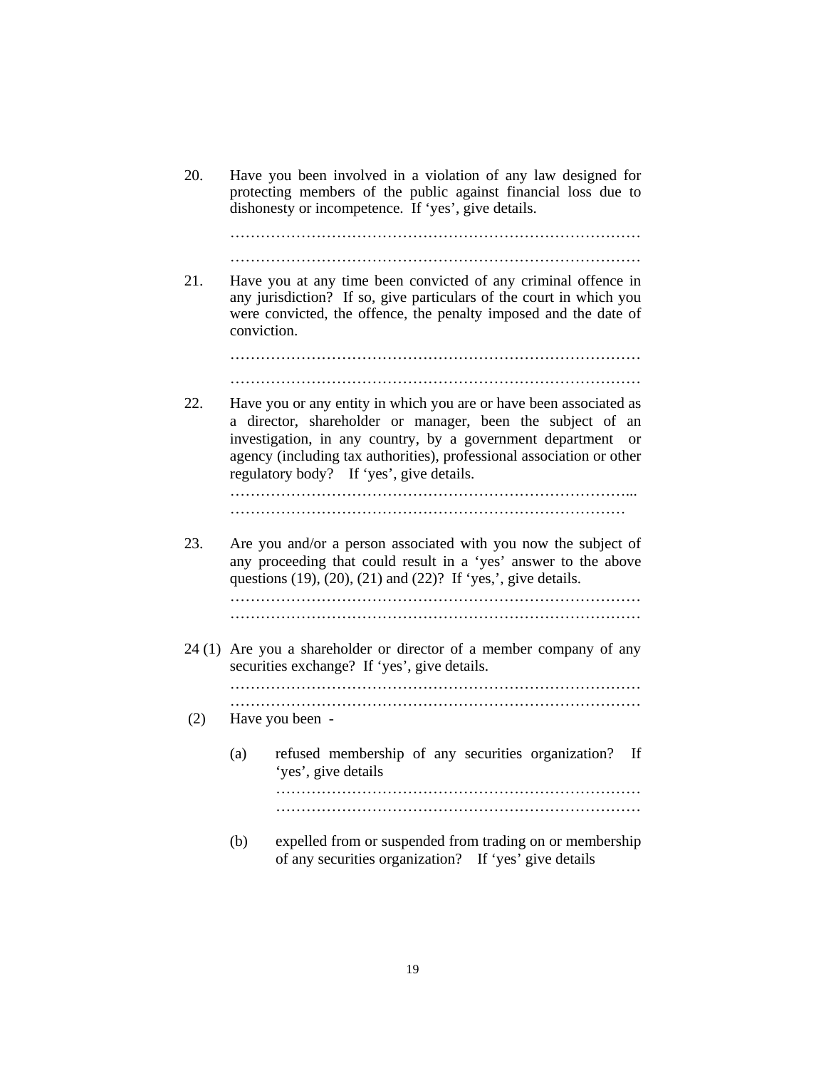20. Have you been involved in a violation of any law designed for protecting members of the public against financial loss due to dishonesty or incompetence. If 'yes', give details.

    ………………………………………………………………………

    ………………………………………………………………………

21. Have you at any time been convicted of any criminal offence in any jurisdiction? If so, give particulars of the court in which you were convicted, the offence, the penalty imposed and the date of conviction.

    ………………………………………………………………………

    ………………………………………………………………………

22. Have you or any entity in which you are or have been associated as a director, shareholder or manager, been the subject of an investigation, in any country, by a government department or agency (including tax authorities), professional association or other regulatory body? If 'yes', give details.

    ……………………………………………………………………...

    …………………………………………………………………

23. Are you and/or a person associated with you now the subject of any proceeding that could result in a 'yes' answer to the above questions (19), (20), (21) and (22)? If 'yes,', give details.

    ………………………………………………………………………

    ………………………………………………………………………

24 (1) Are you a shareholder or director of a member company of any securities exchange? If 'yes', give details.

    ………………………………………………………………………

    ………………………………………………………………………

(2) Have you been -

    (a) refused membership of any securities organization? If 'yes', give details

        ………………………………………………………………

        ………………………………………………………………

    (b) expelled from or suspended from trading on or membership of any securities organization? If 'yes' give details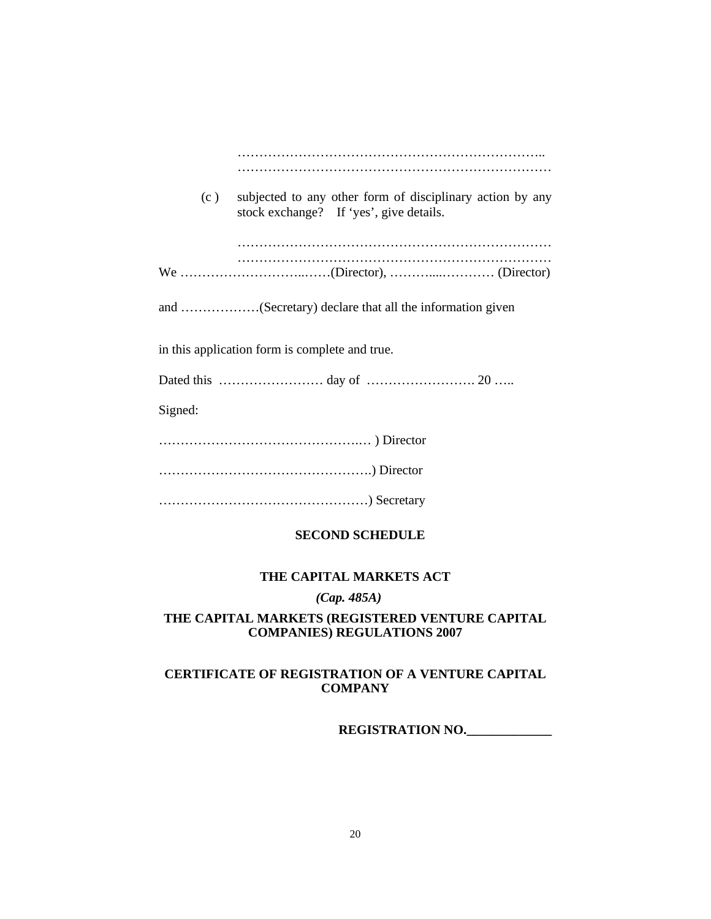………………………………………………………………..
………………………………………………………………

(c ) subjected to any other form of disciplinary action by any stock exchange? If 'yes', give details.

………………………………………………………………
………………………………………………………………

We …………………………..……(Director), ………....………… (Director)

and ………………(Secretary) declare that all the information given

in this application form is complete and true.

Dated this …………………… day of ……………………. 20 …..

Signed:

…………………………………………..… ) Director

………………………………………….) Director

…………………………………………) Secretary

**SECOND SCHEDULE**

**THE CAPITAL MARKETS ACT**

***(Cap. 485A)***

**THE CAPITAL MARKETS (REGISTERED VENTURE CAPITAL COMPANIES) REGULATIONS 2007**

**CERTIFICATE OF REGISTRATION OF A VENTURE CAPITAL COMPANY**

**REGISTRATION NO.____________**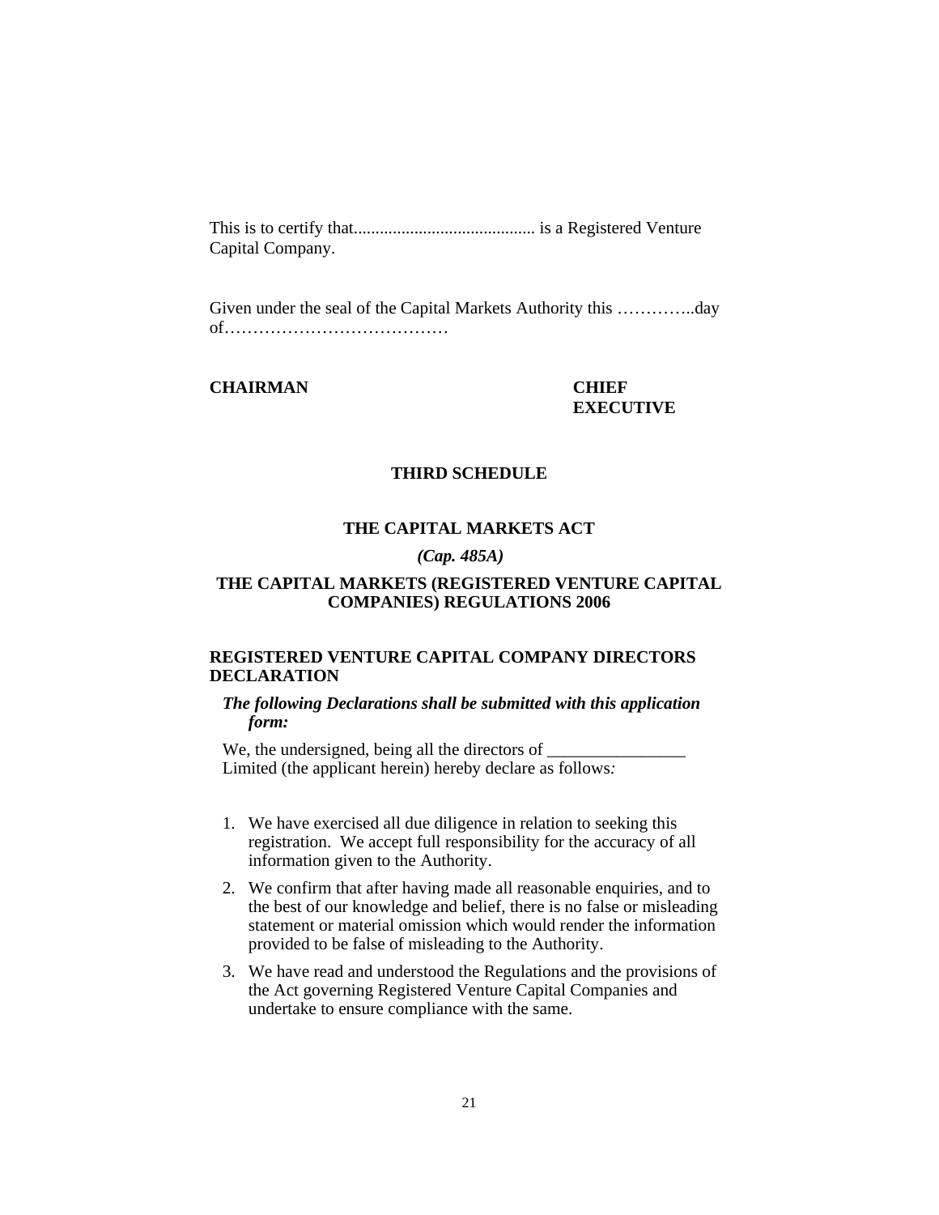This is to certify that.......................................... is a Registered Venture Capital Company.

Given under the seal of the Capital Markets Authority this …………..day of…………………………………

**CHAIRMAN** **CHIEF EXECUTIVE**

**THIRD SCHEDULE**

**THE CAPITAL MARKETS ACT**

***(Cap. 485A)***

**THE CAPITAL MARKETS (REGISTERED VENTURE CAPITAL COMPANIES) REGULATIONS 2006**

**REGISTERED VENTURE CAPITAL COMPANY DIRECTORS DECLARATION**

***The following Declarations shall be submitted with this application form:***

We, the undersigned, being all the directors of ________________ Limited (the applicant herein) hereby declare as follows*:*

1. We have exercised all due diligence in relation to seeking this registration. We accept full responsibility for the accuracy of all information given to the Authority.
2. We confirm that after having made all reasonable enquiries, and to the best of our knowledge and belief, there is no false or misleading statement or material omission which would render the information provided to be false of misleading to the Authority.
3. We have read and understood the Regulations and the provisions of the Act governing Registered Venture Capital Companies and undertake to ensure compliance with the same.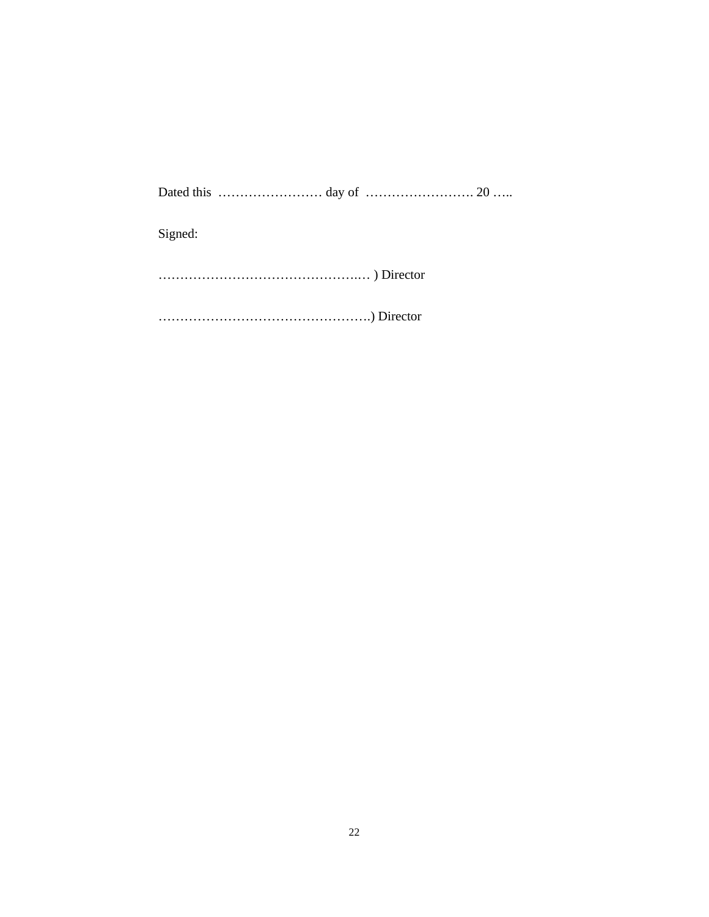Dated this …………………… day of ……………………. 20 …..

Signed:

………………………………………..… ) Director

………………………………………….) Director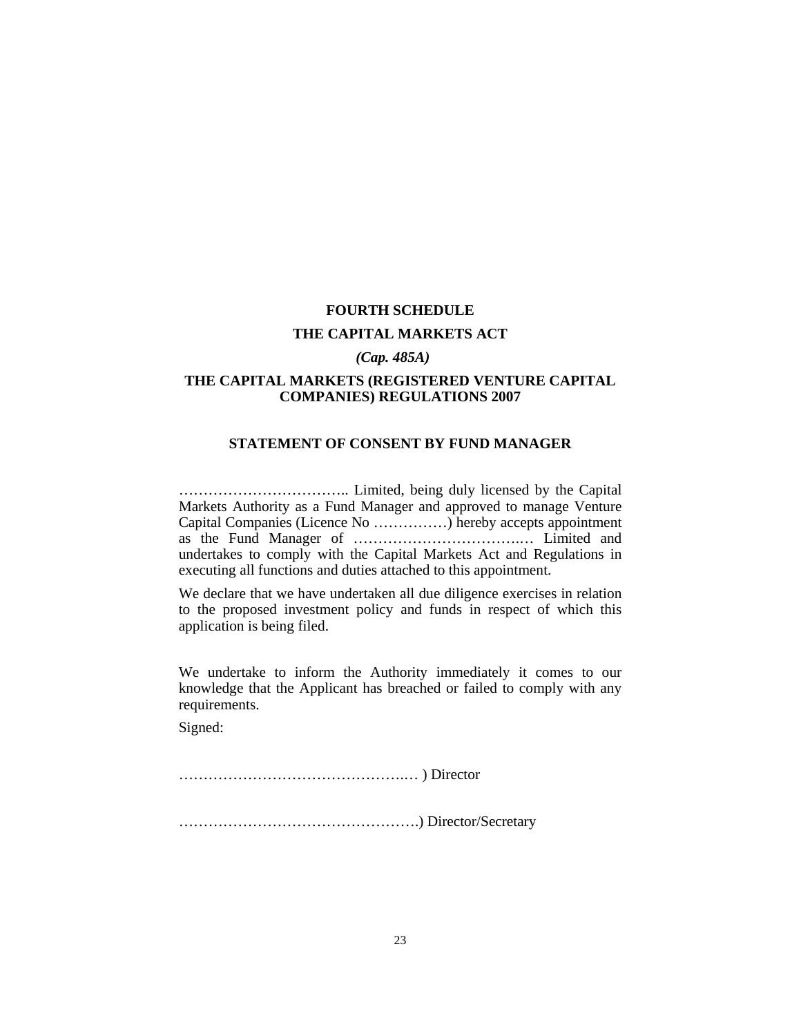**FOURTH SCHEDULE**

**THE CAPITAL MARKETS ACT**

***(Cap. 485A)***

**THE CAPITAL MARKETS (REGISTERED VENTURE CAPITAL COMPANIES) REGULATIONS 2007**

**STATEMENT OF CONSENT BY FUND MANAGER**

…………………………….. Limited, being duly licensed by the Capital Markets Authority as a Fund Manager and approved to manage Venture Capital Companies (Licence No ……………) hereby accepts appointment as the Fund Manager of ……………………………..… Limited and undertakes to comply with the Capital Markets Act and Regulations in executing all functions and duties attached to this appointment.

We declare that we have undertaken all due diligence exercises in relation to the proposed investment policy and funds in respect of which this application is being filed.

We undertake to inform the Authority immediately it comes to our knowledge that the Applicant has breached or failed to comply with any requirements.

Signed:

……………………………………….… ) Director

………………………………………….) Director/Secretary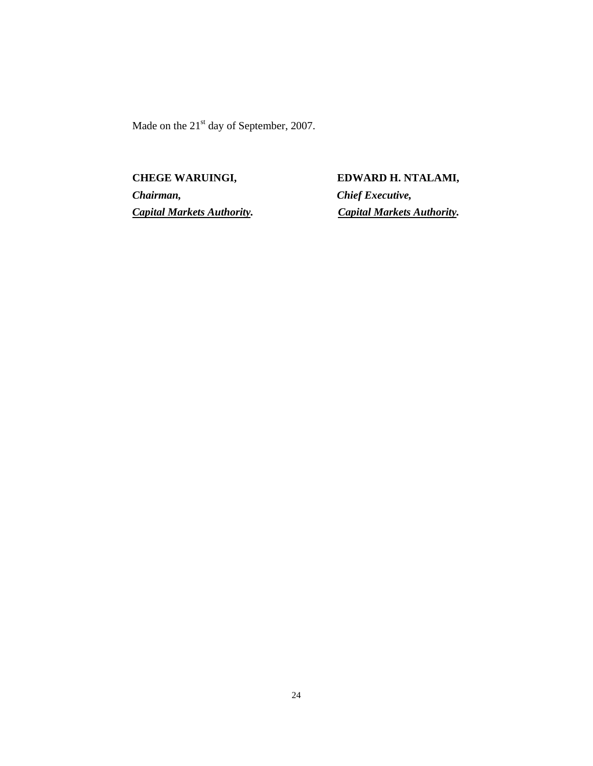Made on the 21st day of September, 2007.

| | |
|---|---|
| **CHEGE WARUINGI,** | **EDWARD H. NTALAMI,** |
| ***Chairman,*** | ***Chief Executive,*** |
| ***Capital Markets Authority.*** | ***Capital Markets Authority.*** |